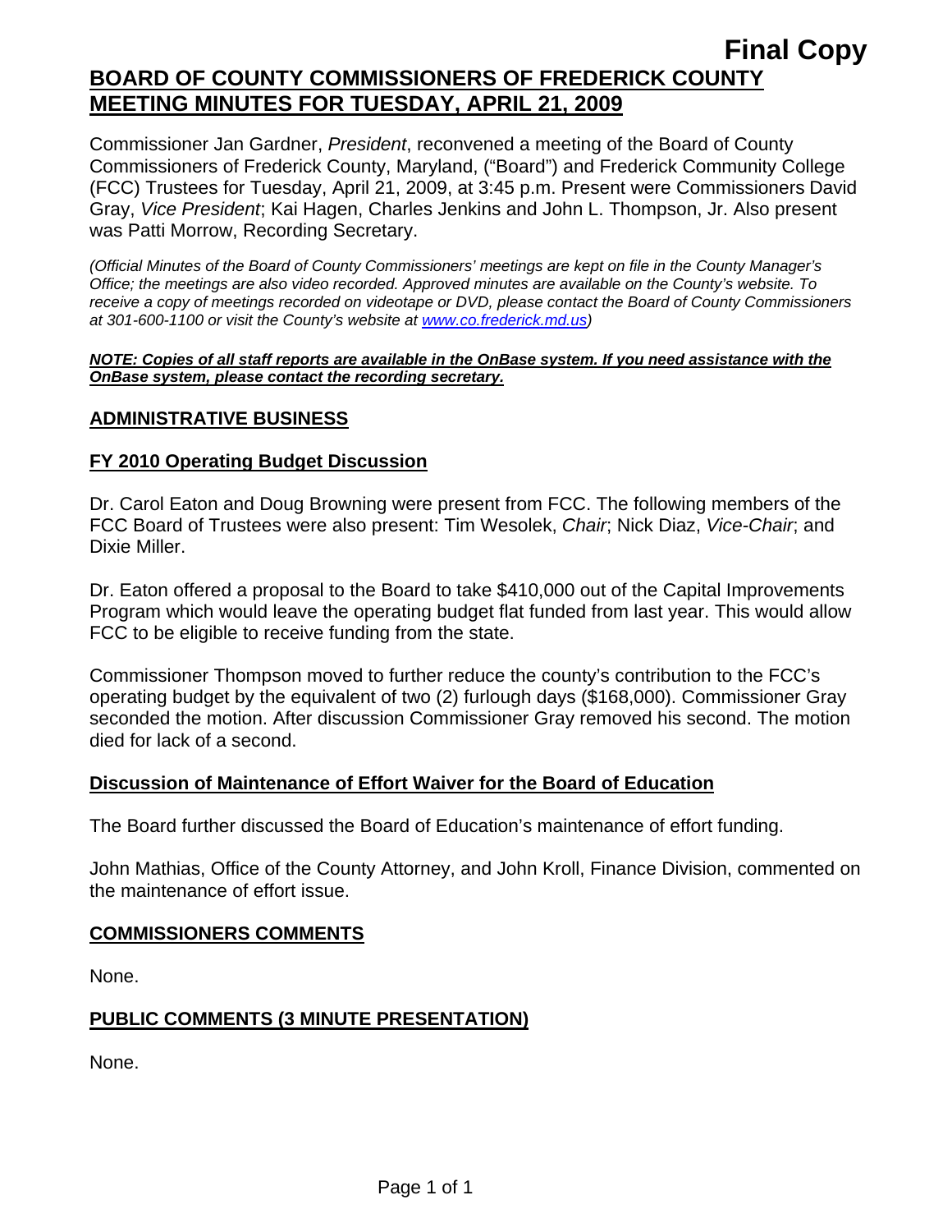**Final Copy**

# BOARD OF COUNTY COMMISSIONERS OF FREDERICK COUNTY MEETING MINUTES FOR TUESDAY, APRIL 21, 2009

Commissioner Jan Gardner, *President*, reconvened a meeting of the Board of County Commissioners of Frederick County, Maryland, ("Board") and Frederick Community College (FCC) Trustees for Tuesday, April 21, 2009, at 3:45 p.m. Present were Commissioners David Gray, *Vice President*; Kai Hagen, Charles Jenkins and John L. Thompson, Jr. Also present was Patti Morrow, Recording Secretary.

*(Official Minutes of the Board of County Commissioners' meetings are kept on file in the County Manager's Office; the meetings are also video recorded. Approved minutes are available on the County's website. To receive a copy of meetings recorded on videotape or DVD, please contact the Board of County Commissioners at 301-600-1100 or visit the County's website at www.co.frederick.md.us)*

***NOTE: Copies of all staff reports are available in the OnBase system. If you need assistance with the OnBase system, please contact the recording secretary.***

## ADMINISTRATIVE BUSINESS

### FY 2010 Operating Budget Discussion

Dr. Carol Eaton and Doug Browning were present from FCC. The following members of the FCC Board of Trustees were also present: Tim Wesolek, *Chair*; Nick Diaz, *Vice-Chair*; and Dixie Miller.

Dr. Eaton offered a proposal to the Board to take $410,000 out of the Capital Improvements Program which would leave the operating budget flat funded from last year. This would allow FCC to be eligible to receive funding from the state.

Commissioner Thompson moved to further reduce the county's contribution to the FCC's operating budget by the equivalent of two (2) furlough days ($168,000). Commissioner Gray seconded the motion. After discussion Commissioner Gray removed his second. The motion died for lack of a second.

### Discussion of Maintenance of Effort Waiver for the Board of Education

The Board further discussed the Board of Education's maintenance of effort funding.

John Mathias, Office of the County Attorney, and John Kroll, Finance Division, commented on the maintenance of effort issue.

## COMMISSIONERS COMMENTS

None.

## PUBLIC COMMENTS (3 MINUTE PRESENTATION)

None.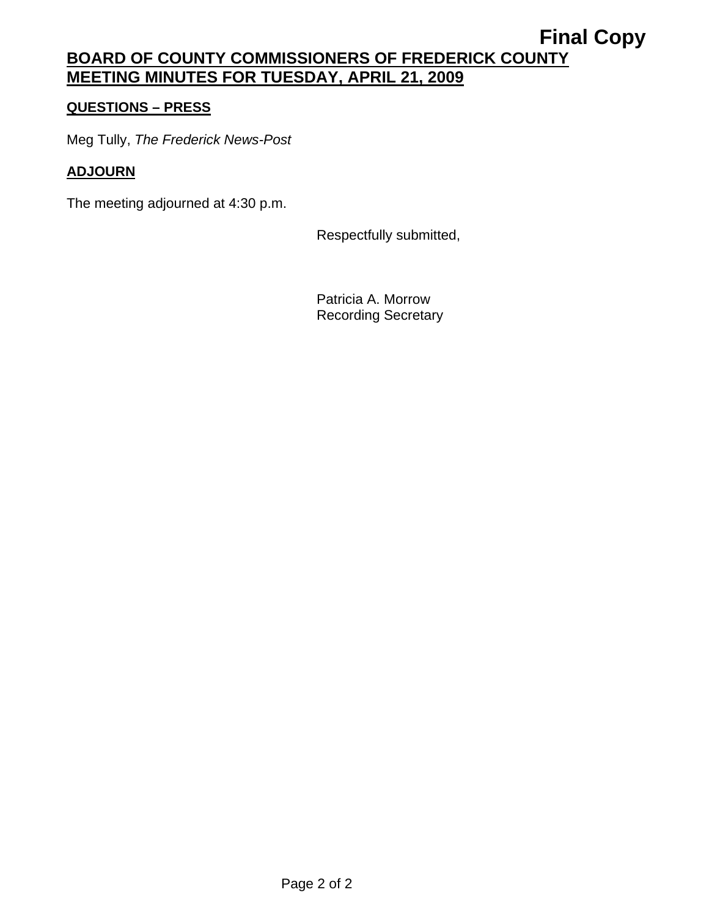**Final Copy**

**BOARD OF COUNTY COMMISSIONERS OF FREDERICK COUNTY**
**MEETING MINUTES FOR TUESDAY, APRIL 21, 2009**

**QUESTIONS – PRESS**

Meg Tully, *The Frederick News-Post*

**ADJOURN**

The meeting adjourned at 4:30 p.m.

Respectfully submitted,

Patricia A. Morrow
Recording Secretary